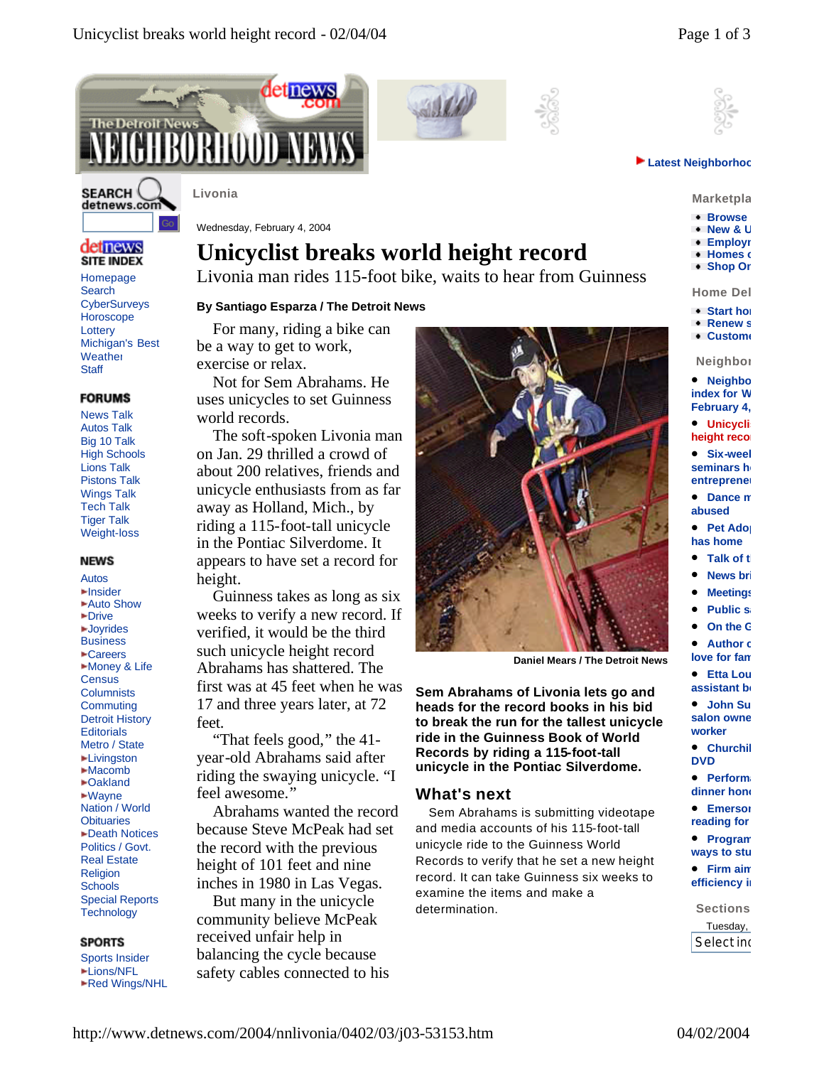Livonia

Wednesday, February 4, 2004

# Unicyclist breaks world height record

## Livonia man rides 115-foot bike, waits to hear from Guinness

**By Santiago Esparza / The Detroit News**

For many, riding a bike can be a way to get to work, exercise or relax.

Not for Sem Abrahams. He uses unicycles to set Guinness world records.

The soft-spoken Livonia man on Jan. 29 thrilled a crowd of about 200 relatives, friends and unicycle enthusiasts from as far away as Holland, Mich., by riding a 115-foot-tall unicycle in the Pontiac Silverdome. It appears to have set a record for height.

Guinness takes as long as six weeks to verify a new record. If verified, it would be the third such unicycle height record Abrahams has shattered. The first was at 45 feet when he was 17 and three years later, at 72 feet.

"That feels good," the 41-year-old Abrahams said after riding the swaying unicycle. "I feel awesome."

Abrahams wanted the record because Steve McPeak had set the record with the previous height of 101 feet and nine inches in 1980 in Las Vegas.

But many in the unicycle community believe McPeak received unfair help in balancing the cycle because safety cables connected to his

Daniel Mears / The Detroit News

**Sem Abrahams of Livonia lets go and heads for the record books in his bid to break the run for the tallest unicycle ride in the Guinness Book of World Records by riding a 115-foot-tall unicycle in the Pontiac Silverdome.**

### What's next

Sem Abrahams is submitting videotape and media accounts of his 115-foot-tall unicycle ride to the Guinness World Records to verify that he set a new height record. It can take Guinness six weeks to examine the items and make a determination.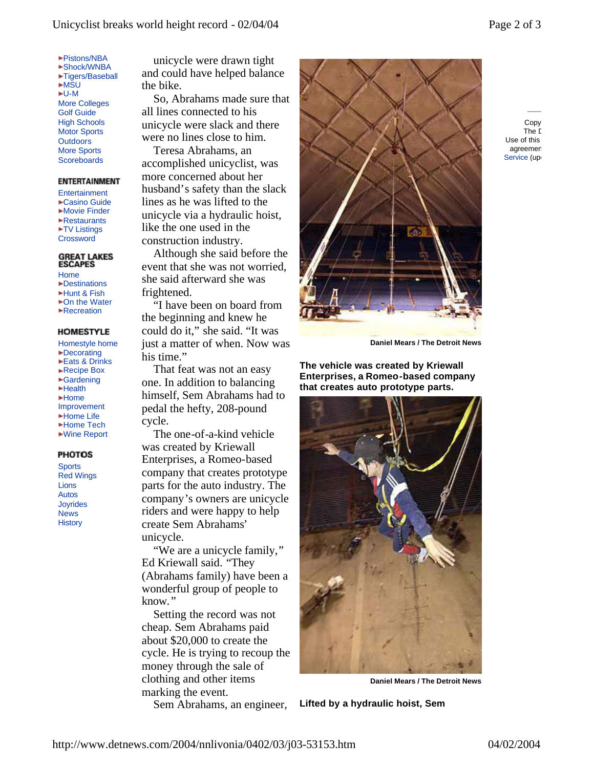- Pistons/NBA
- Shock/WNBA
- Tigers/Baseball
- MSU
- U-M
- More Colleges
- Golf Guide
- High Schools
- Motor Sports
- Outdoors
- More Sports
- Scoreboards

**ENTERTAINMENT**

- Entertainment
- Casino Guide
- Movie Finder
- Restaurants
- TV Listings
- Crossword

**GREAT LAKES ESCAPES**

- Home
- Destinations
- Hunt & Fish
- On the Water
- Recreation

**HOMESTYLE**

- Homestyle home
- Decorating
- Eats & Drinks
- Recipe Box
- Gardening
- Health
- Home Improvement
- Home Life
- Home Tech
- Wine Report

**PHOTOS**

- Sports
- Red Wings
- Lions
- Autos
- Joyrides
- News
- History

unicycle were drawn tight and could have helped balance the bike.

So, Abrahams made sure that all lines connected to his unicycle were slack and there were no lines close to him.

Teresa Abrahams, an accomplished unicyclist, was more concerned about her husband's safety than the slack lines as he was lifted to the unicycle via a hydraulic hoist, like the one used in the construction industry.

Although she said before the event that she was not worried, she said afterward she was frightened.

"I have been on board from the beginning and knew he could do it," she said. "It was just a matter of when. Now was his time."

That feat was not an easy one. In addition to balancing himself, Sem Abrahams had to pedal the hefty, 208-pound cycle.

The one-of-a-kind vehicle was created by Kriewall Enterprises, a Romeo-based company that creates prototype parts for the auto industry. The company's owners are unicycle riders and were happy to help create Sem Abrahams' unicycle.

"We are a unicycle family," Ed Kriewall said. "They (Abrahams family) have been a wonderful group of people to know."

Setting the record was not cheap. Sem Abrahams paid about $20,000 to create the cycle. He is trying to recoup the money through the sale of clothing and other items marking the event.

Sem Abrahams, an engineer,

Daniel Mears / The Detroit News

**The vehicle was created by Kriewall Enterprises, a Romeo-based company that creates auto prototype parts.**

Daniel Mears / The Detroit News

**Lifted by a hydraulic hoist, Sem**

Copy
The D
Use of this
agreemen
Service (up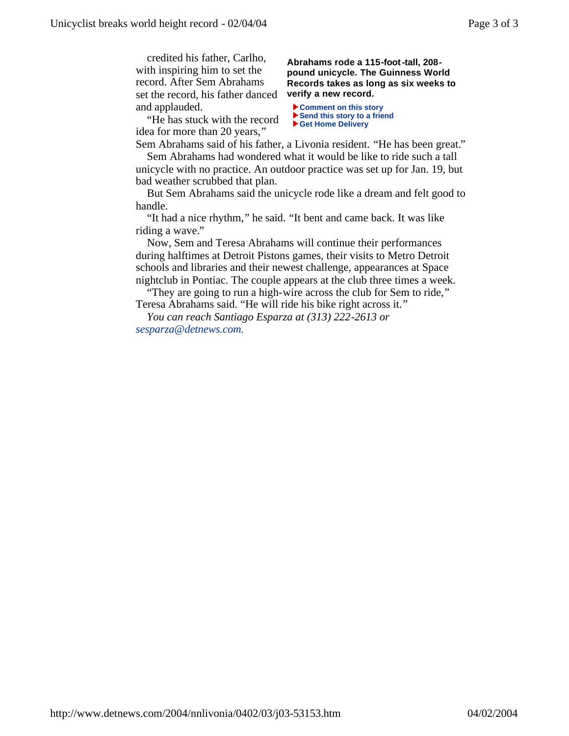credited his father, Carlho, with inspiring him to set the record. After Sem Abrahams set the record, his father danced and applauded.

"He has stuck with the record idea for more than 20 years," Sem Abrahams said of his father, a Livonia resident. "He has been great."

**Abrahams rode a 115-foot-tall, 208-pound unicycle. The Guinness World Records takes as long as six weeks to verify a new record.**

- **Comment on this story**
- **Send this story to a friend**
- **Get Home Delivery**

Sem Abrahams had wondered what it would be like to ride such a tall unicycle with no practice. An outdoor practice was set up for Jan. 19, but bad weather scrubbed that plan.

But Sem Abrahams said the unicycle rode like a dream and felt good to handle.

"It had a nice rhythm," he said. "It bent and came back. It was like riding a wave."

Now, Sem and Teresa Abrahams will continue their performances during halftimes at Detroit Pistons games, their visits to Metro Detroit schools and libraries and their newest challenge, appearances at Space nightclub in Pontiac. The couple appears at the club three times a week.

"They are going to run a high-wire across the club for Sem to ride," Teresa Abrahams said. "He will ride his bike right across it."

*You can reach Santiago Esparza at (313) 222-2613 or sesparza@detnews.com.*